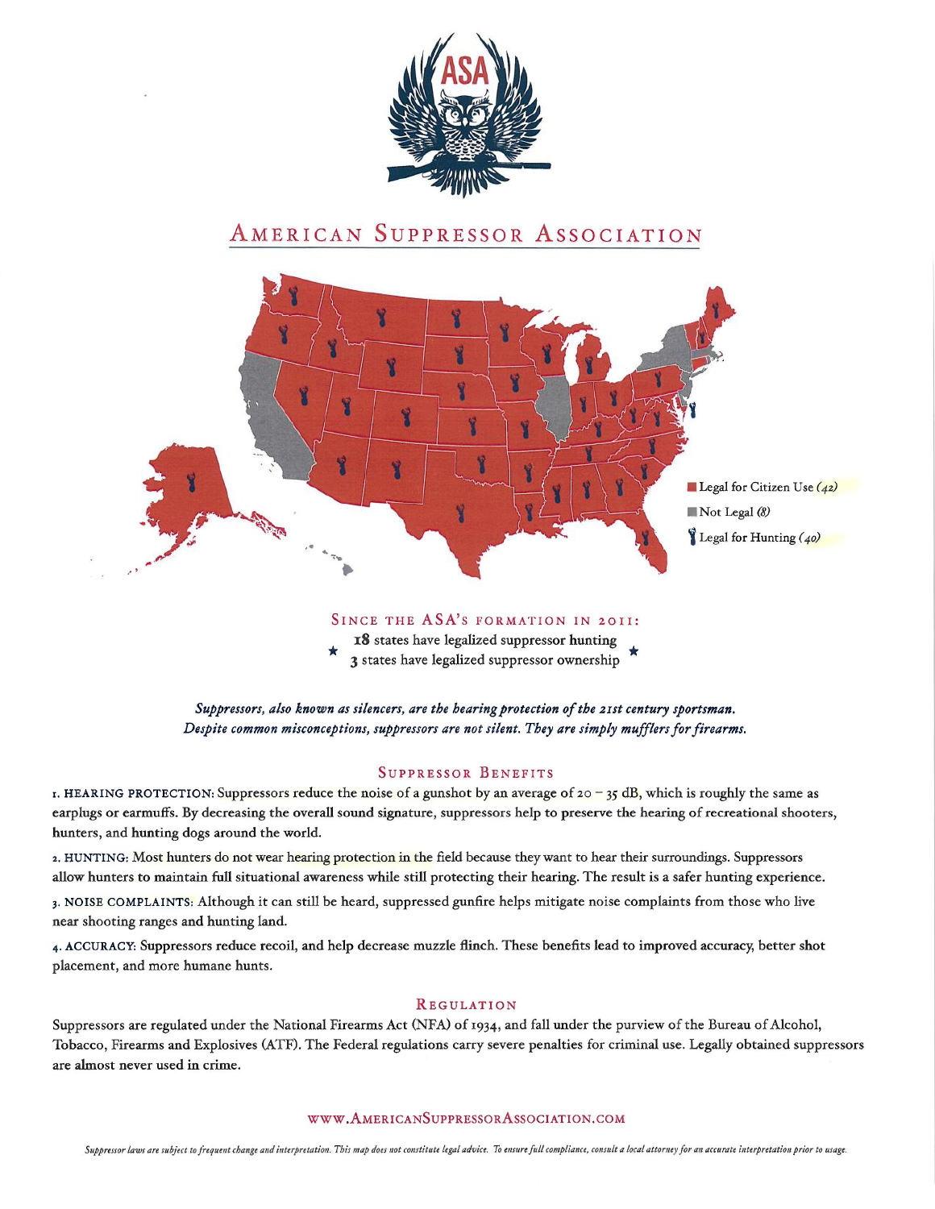# American Suppressor Association

- Legal for Citizen Use *(42)*
- Not Legal *(8)*
- Legal for Hunting *(40)*

## Since the ASA's formation in 2011:

**18** states have legalized suppressor hunting
**3** states have legalized suppressor ownership

***Suppressors, also known as silencers, are the hearing protection of the 21st century sportsman. Despite common misconceptions, suppressors are not silent. They are simply mufflers for firearms.***

## Suppressor Benefits

1. **HEARING PROTECTION:** Suppressors reduce the noise of a gunshot by an average of 20 – 35 dB, which is roughly the same as earplugs or earmuffs. By decreasing the overall sound signature, suppressors help to preserve the hearing of recreational shooters, hunters, and hunting dogs around the world.

2. **HUNTING:** Most hunters do not wear hearing protection in the field because they want to hear their surroundings. Suppressors allow hunters to maintain full situational awareness while still protecting their hearing. The result is a safer hunting experience.

3. **NOISE COMPLAINTS:** Although it can still be heard, suppressed gunfire helps mitigate noise complaints from those who live near shooting ranges and hunting land.

4. **ACCURACY:** Suppressors reduce recoil, and help decrease muzzle flinch. These benefits lead to improved accuracy, better shot placement, and more humane hunts.

## Regulation

Suppressors are regulated under the National Firearms Act (NFA) of 1934, and fall under the purview of the Bureau of Alcohol, Tobacco, Firearms and Explosives (ATF). The Federal regulations carry severe penalties for criminal use. Legally obtained suppressors are almost never used in crime.

WWW.AMERICANSUPPRESSORASSOCIATION.COM

*Suppressor laws are subject to frequent change and interpretation. This map does not constitute legal advice. To ensure full compliance, consult a local attorney for an accurate interpretation prior to usage.*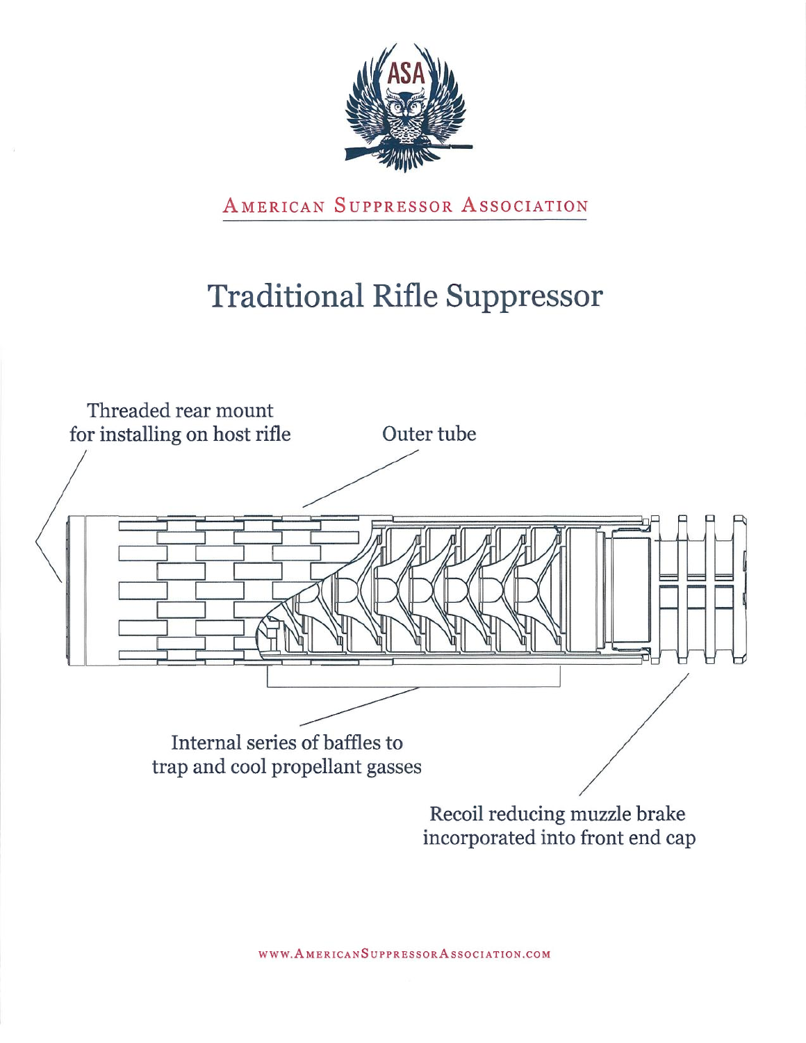AMERICAN SUPPRESSOR ASSOCIATION

# Traditional Rifle Suppressor

Threaded rear mount for installing on host rifle

Outer tube

Internal series of baffles to trap and cool propellant gasses

Recoil reducing muzzle brake incorporated into front end cap

WWW.AMERICANSUPPRESSORASSOCIATION.COM